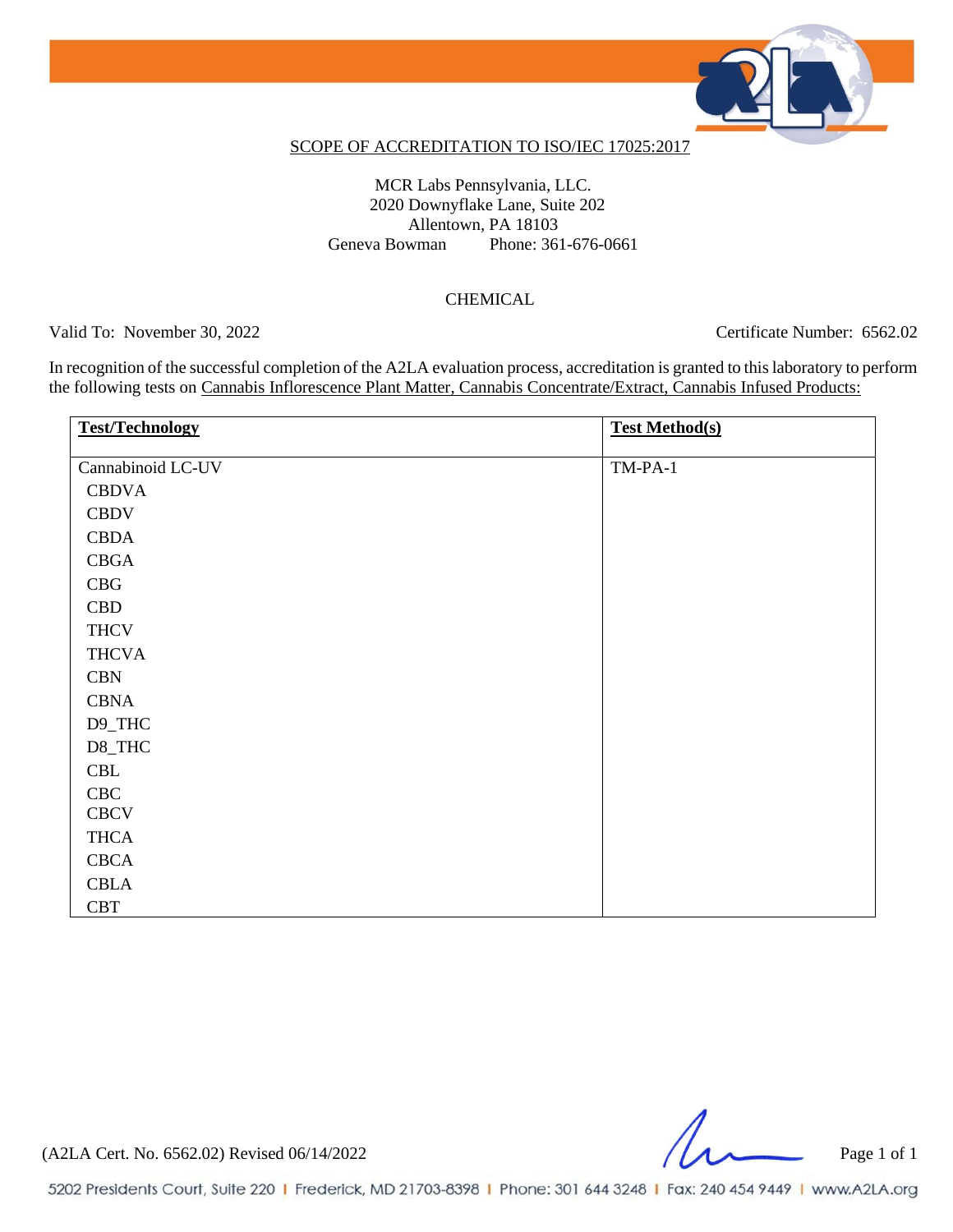## SCOPE OF ACCREDITATION TO ISO/IEC 17025:2017

MCR Labs Pennsylvania, LLC.
2020 Downyflake Lane, Suite 202
Allentown, PA 18103
Geneva Bowman Phone: 361-676-0661

### CHEMICAL

Valid To: November 30, 2022 Certificate Number: 6562.02

In recognition of the successful completion of the A2LA evaluation process, accreditation is granted to this laboratory to perform the following tests on Cannabis Inflorescence Plant Matter, Cannabis Concentrate/Extract, Cannabis Infused Products:

| Test/Technology | Test Method(s) |
|---|---|
| Cannabinoid LC-UV | TM-PA-1 |
| CBDVA | |
| CBDV | |
| CBDA | |
| CBGA | |
| CBG | |
| CBD | |
| THCV | |
| THCVA | |
| CBN | |
| CBNA | |
| D9_THC | |
| D8_THC | |
| CBL | |
| CBC | |
| CBCV | |
| THCA | |
| CBCA | |
| CBLA | |
| CBT | |

(A2LA Cert. No. 6562.02) Revised 06/14/2022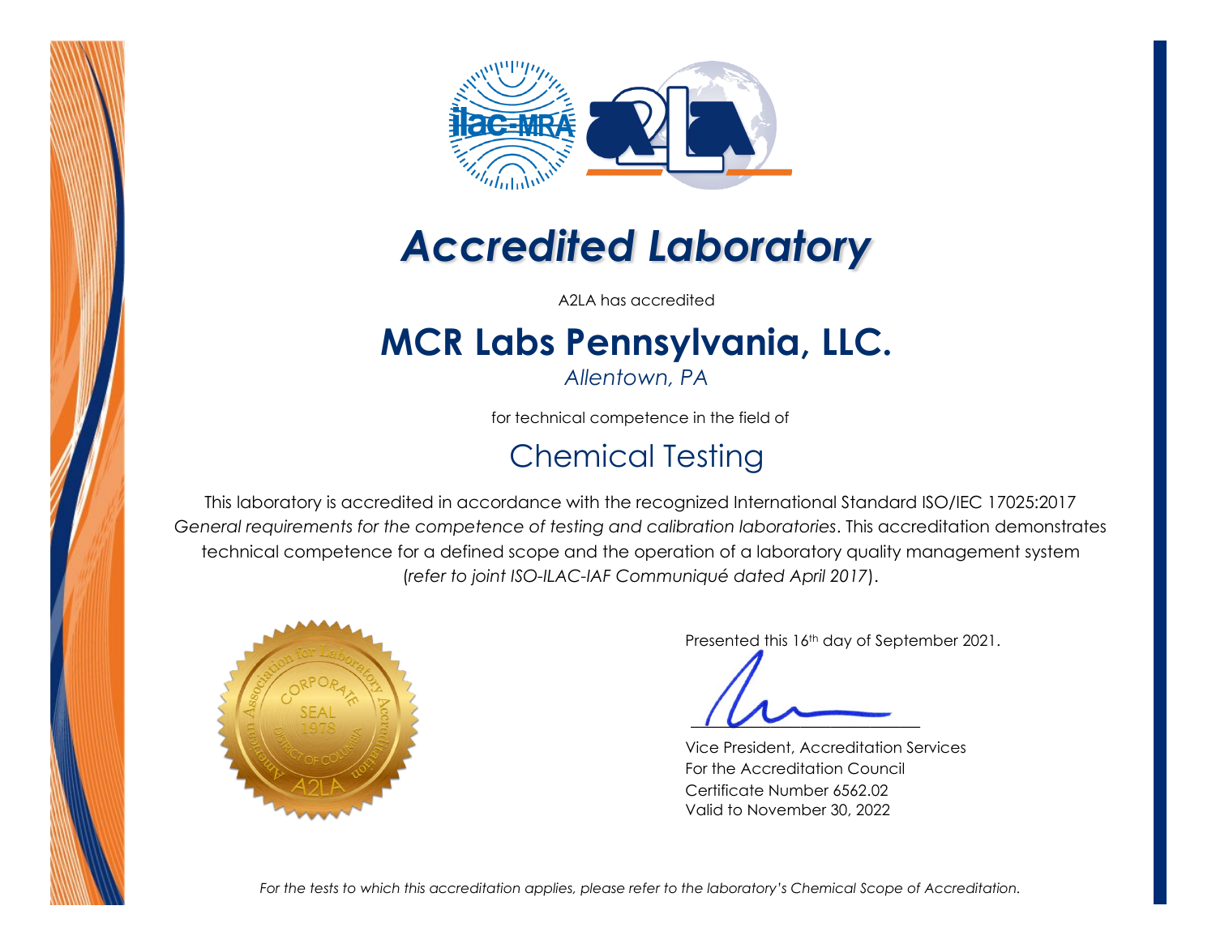# Accredited Laboratory

A2LA has accredited

## MCR Labs Pennsylvania, LLC.

*Allentown, PA*

for technical competence in the field of

## Chemical Testing

This laboratory is accredited in accordance with the recognized International Standard ISO/IEC 17025:2017 *General requirements for the competence of testing and calibration laboratories*. This accreditation demonstrates technical competence for a defined scope and the operation of a laboratory quality management system (*refer to joint ISO-ILAC-IAF Communiqué dated April 2017*).

Presented this 16th day of September 2021.

Vice President, Accreditation Services
For the Accreditation Council
Certificate Number 6562.02
Valid to November 30, 2022

*For the tests to which this accreditation applies, please refer to the laboratory's Chemical Scope of Accreditation.*